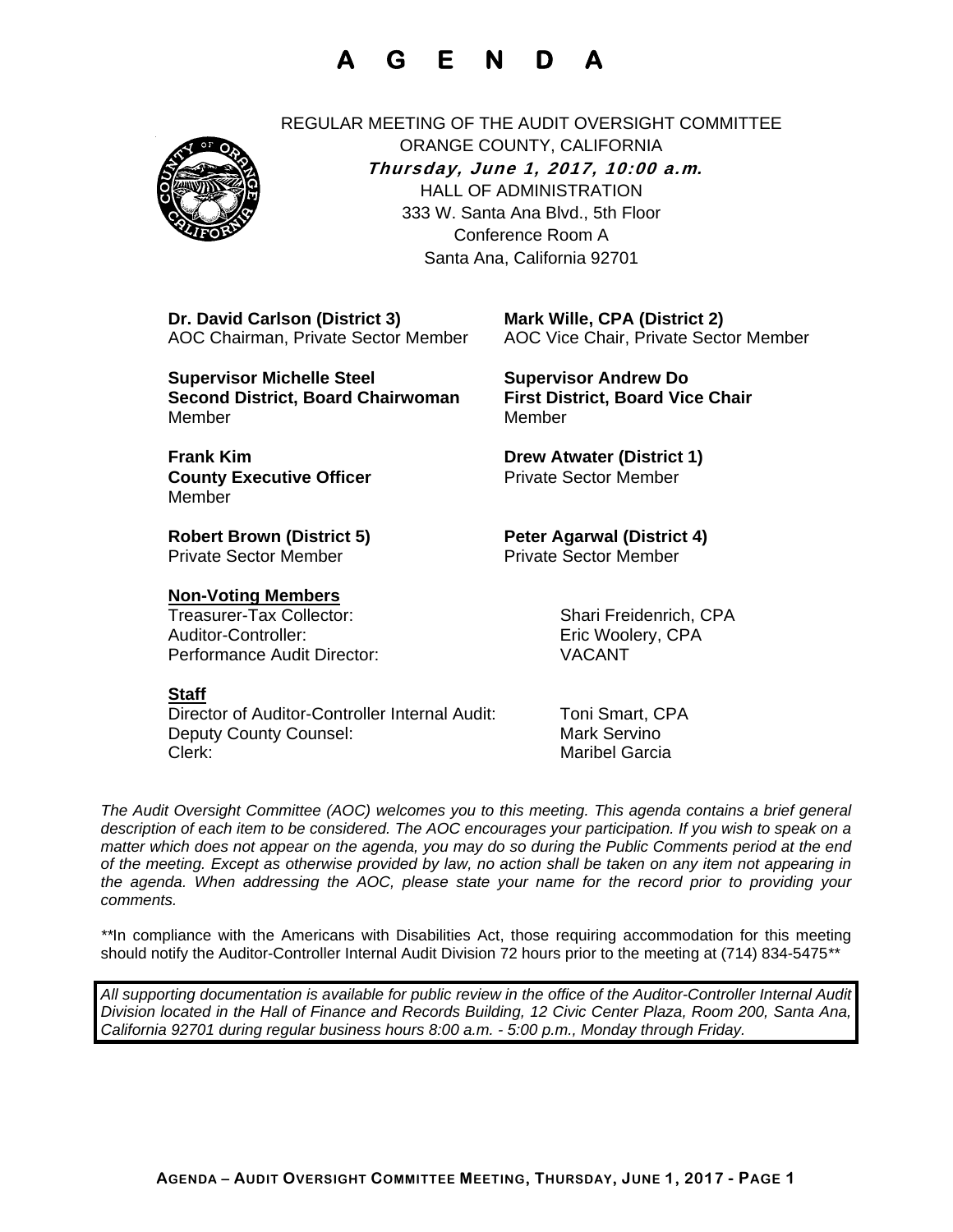# A G E N D A

REGULAR MEETING OF THE AUDIT OVERSIGHT COMMITTEE
ORANGE COUNTY, CALIFORNIA
***Thursday, June 1, 2017, 10:00 a.m.***
HALL OF ADMINISTRATION
333 W. Santa Ana Blvd., 5th Floor
Conference Room A
Santa Ana, California 92701

**Dr. David Carlson (District 3)**
AOC Chairman, Private Sector Member

**Mark Wille, CPA (District 2)**
AOC Vice Chair, Private Sector Member

**Supervisor Michelle Steel**
**Second District, Board Chairwoman**
Member

**Supervisor Andrew Do**
**First District, Board Vice Chair**
Member

**Frank Kim**
**County Executive Officer**
Member

**Drew Atwater (District 1)**
Private Sector Member

**Robert Brown (District 5)**
Private Sector Member

**Peter Agarwal (District 4)**
Private Sector Member

**Non-Voting Members**

| | |
|---|---|
| Treasurer-Tax Collector: | Shari Freidenrich, CPA |
| Auditor-Controller: | Eric Woolery, CPA |
| Performance Audit Director: | VACANT |

**Staff**

| | |
|---|---|
| Director of Auditor-Controller Internal Audit: | Toni Smart, CPA |
| Deputy County Counsel: | Mark Servino |
| Clerk: | Maribel Garcia |

*The Audit Oversight Committee (AOC) welcomes you to this meeting. This agenda contains a brief general description of each item to be considered. The AOC encourages your participation. If you wish to speak on a matter which does not appear on the agenda, you may do so during the Public Comments period at the end of the meeting. Except as otherwise provided by law, no action shall be taken on any item not appearing in the agenda. When addressing the AOC, please state your name for the record prior to providing your comments.*

*\*\*In compliance with the Americans with Disabilities Act, those requiring accommodation for this meeting should notify the Auditor-Controller Internal Audit Division 72 hours prior to the meeting at (714) 834-5475\*\**

*All supporting documentation is available for public review in the office of the Auditor-Controller Internal Audit Division located in the Hall of Finance and Records Building, 12 Civic Center Plaza, Room 200, Santa Ana, California 92701 during regular business hours 8:00 a.m. - 5:00 p.m., Monday through Friday.*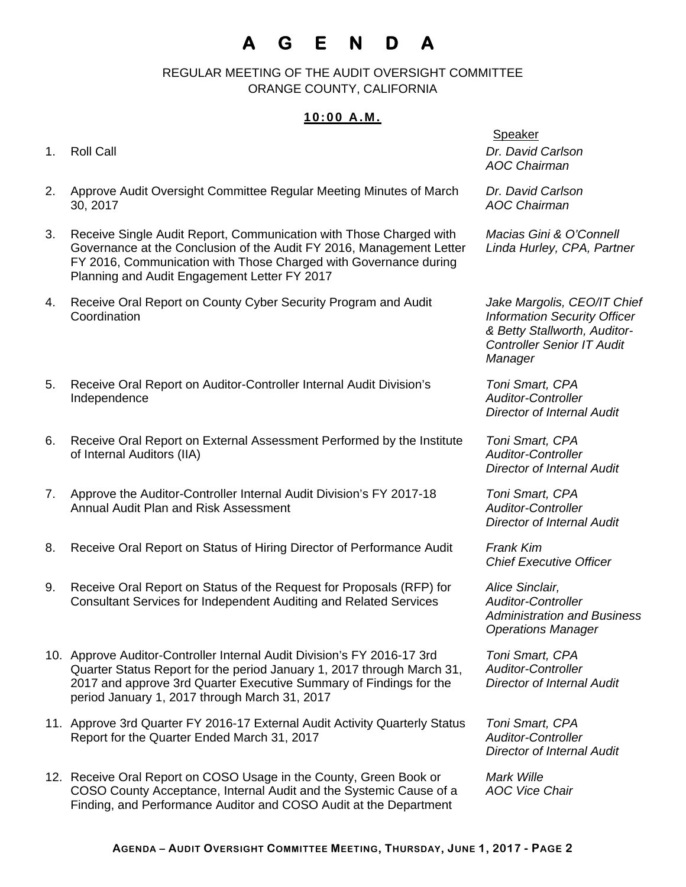# A G E N D A

REGULAR MEETING OF THE AUDIT OVERSIGHT COMMITTEE
ORANGE COUNTY, CALIFORNIA

**10:00 A.M.**

| | Item | Speaker |
|---|---|---|
| 1. | Roll Call | *Dr. David Carlson AOC Chairman* |
| 2. | Approve Audit Oversight Committee Regular Meeting Minutes of March 30, 2017 | *Dr. David Carlson AOC Chairman* |
| 3. | Receive Single Audit Report, Communication with Those Charged with Governance at the Conclusion of the Audit FY 2016, Management Letter FY 2016, Communication with Those Charged with Governance during Planning and Audit Engagement Letter FY 2017 | *Macias Gini & O'Connell Linda Hurley, CPA, Partner* |
| 4. | Receive Oral Report on County Cyber Security Program and Audit Coordination | *Jake Margolis, CEO/IT Chief Information Security Officer & Betty Stallworth, Auditor-Controller Senior IT Audit Manager* |
| 5. | Receive Oral Report on Auditor-Controller Internal Audit Division's Independence | *Toni Smart, CPA Auditor-Controller Director of Internal Audit* |
| 6. | Receive Oral Report on External Assessment Performed by the Institute of Internal Auditors (IIA) | *Toni Smart, CPA Auditor-Controller Director of Internal Audit* |
| 7. | Approve the Auditor-Controller Internal Audit Division's FY 2017-18 Annual Audit Plan and Risk Assessment | *Toni Smart, CPA Auditor-Controller Director of Internal Audit* |
| 8. | Receive Oral Report on Status of Hiring Director of Performance Audit | *Frank Kim Chief Executive Officer* |
| 9. | Receive Oral Report on Status of the Request for Proposals (RFP) for Consultant Services for Independent Auditing and Related Services | *Alice Sinclair, Auditor-Controller Administration and Business Operations Manager* |
| 10. | Approve Auditor-Controller Internal Audit Division's FY 2016-17 3rd Quarter Status Report for the period January 1, 2017 through March 31, 2017 and approve 3rd Quarter Executive Summary of Findings for the period January 1, 2017 through March 31, 2017 | *Toni Smart, CPA Auditor-Controller Director of Internal Audit* |
| 11. | Approve 3rd Quarter FY 2016-17 External Audit Activity Quarterly Status Report for the Quarter Ended March 31, 2017 | *Toni Smart, CPA Auditor-Controller Director of Internal Audit* |
| 12. | Receive Oral Report on COSO Usage in the County, Green Book or COSO County Acceptance, Internal Audit and the Systemic Cause of a Finding, and Performance Auditor and COSO Audit at the Department | *Mark Wille AOC Vice Chair* |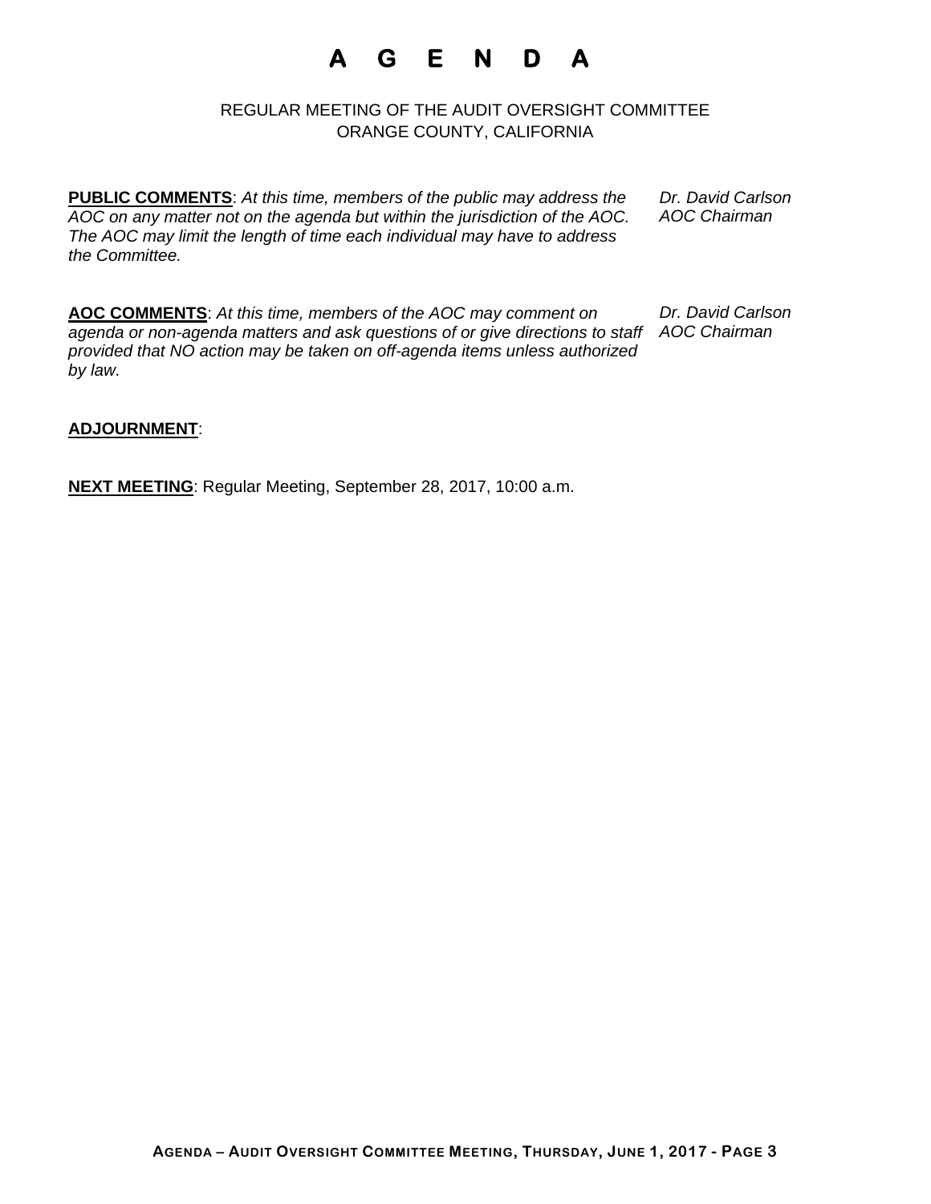# A G E N D A

REGULAR MEETING OF THE AUDIT OVERSIGHT COMMITTEE
ORANGE COUNTY, CALIFORNIA

**PUBLIC COMMENTS**: *At this time, members of the public may address the AOC on any matter not on the agenda but within the jurisdiction of the AOC. The AOC may limit the length of time each individual may have to address the Committee.*

*Dr. David Carlson*
*AOC Chairman*

**AOC COMMENTS**: *At this time, members of the AOC may comment on agenda or non-agenda matters and ask questions of or give directions to staff provided that NO action may be taken on off-agenda items unless authorized by law.*

*Dr. David Carlson*
*AOC Chairman*

**ADJOURNMENT**:

**NEXT MEETING**: Regular Meeting, September 28, 2017, 10:00 a.m.